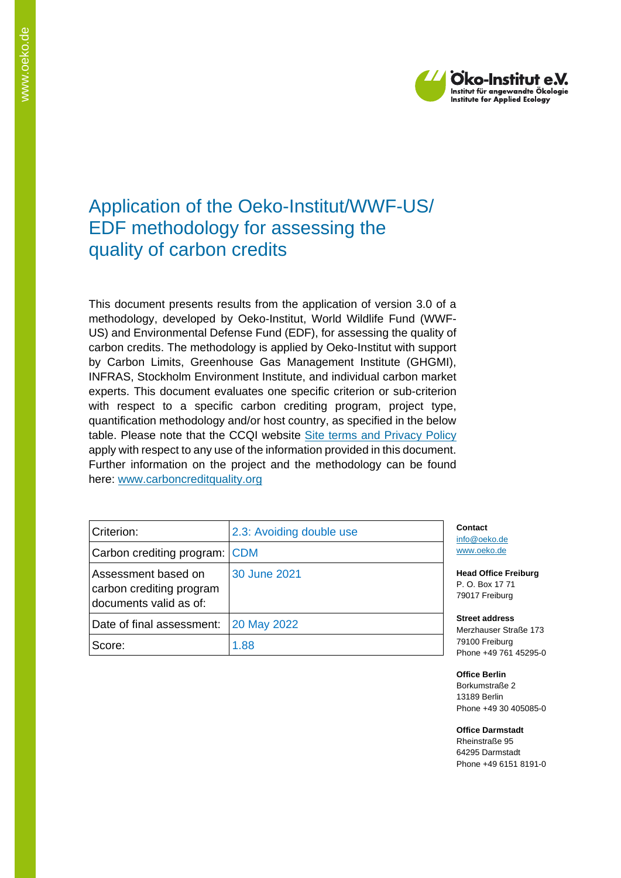# Application of the Oeko-Institut/WWF-US/ EDF methodology for assessing the quality of carbon credits

This document presents results from the application of version 3.0 of a methodology, developed by Oeko-Institut, World Wildlife Fund (WWF-US) and Environmental Defense Fund (EDF), for assessing the quality of carbon credits. The methodology is applied by Oeko-Institut with support by Carbon Limits, Greenhouse Gas Management Institute (GHGMI), INFRAS, Stockholm Environment Institute, and individual carbon market experts. This document evaluates one specific criterion or sub-criterion with respect to a specific carbon crediting program, project type, quantification methodology and/or host country, as specified in the below table. Please note that the CCQI website Site terms and Privacy Policy apply with respect to any use of the information provided in this document. Further information on the project and the methodology can be found here: www.carboncreditquality.org

| Criterion: | 2.3: Avoiding double use |
|---|---|
| Carbon crediting program: | CDM |
| Assessment based on carbon crediting program documents valid as of: | 30 June 2021 |
| Date of final assessment: | 20 May 2022 |
| Score: | 1.88 |

**Contact**
info@oeko.de
www.oeko.de

**Head Office Freiburg**
P. O. Box 17 71
79017 Freiburg

**Street address**
Merzhauser Straße 173
79100 Freiburg
Phone +49 761 45295-0

**Office Berlin**
Borkumstraße 2
13189 Berlin
Phone +49 30 405085-0

**Office Darmstadt**
Rheinstraße 95
64295 Darmstadt
Phone +49 6151 8191-0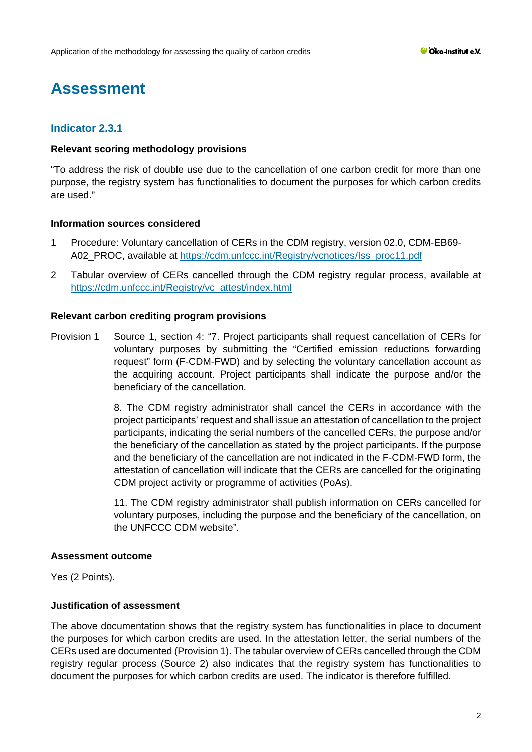# Assessment

## Indicator 2.3.1

**Relevant scoring methodology provisions**

"To address the risk of double use due to the cancellation of one carbon credit for more than one purpose, the registry system has functionalities to document the purposes for which carbon credits are used."

**Information sources considered**

1. Procedure: Voluntary cancellation of CERs in the CDM registry, version 02.0, CDM-EB69-A02_PROC, available at https://cdm.unfccc.int/Registry/vcnotices/lss_proc11.pdf
2. Tabular overview of CERs cancelled through the CDM registry regular process, available at https://cdm.unfccc.int/Registry/vc_attest/index.html

**Relevant carbon crediting program provisions**

Provision 1 Source 1, section 4: "7. Project participants shall request cancellation of CERs for voluntary purposes by submitting the "Certified emission reductions forwarding request" form (F-CDM-FWD) and by selecting the voluntary cancellation account as the acquiring account. Project participants shall indicate the purpose and/or the beneficiary of the cancellation.

8. The CDM registry administrator shall cancel the CERs in accordance with the project participants' request and shall issue an attestation of cancellation to the project participants, indicating the serial numbers of the cancelled CERs, the purpose and/or the beneficiary of the cancellation as stated by the project participants. If the purpose and the beneficiary of the cancellation are not indicated in the F-CDM-FWD form, the attestation of cancellation will indicate that the CERs are cancelled for the originating CDM project activity or programme of activities (PoAs).

11. The CDM registry administrator shall publish information on CERs cancelled for voluntary purposes, including the purpose and the beneficiary of the cancellation, on the UNFCCC CDM website".

**Assessment outcome**

Yes (2 Points).

**Justification of assessment**

The above documentation shows that the registry system has functionalities in place to document the purposes for which carbon credits are used. In the attestation letter, the serial numbers of the CERs used are documented (Provision 1). The tabular overview of CERs cancelled through the CDM registry regular process (Source 2) also indicates that the registry system has functionalities to document the purposes for which carbon credits are used. The indicator is therefore fulfilled.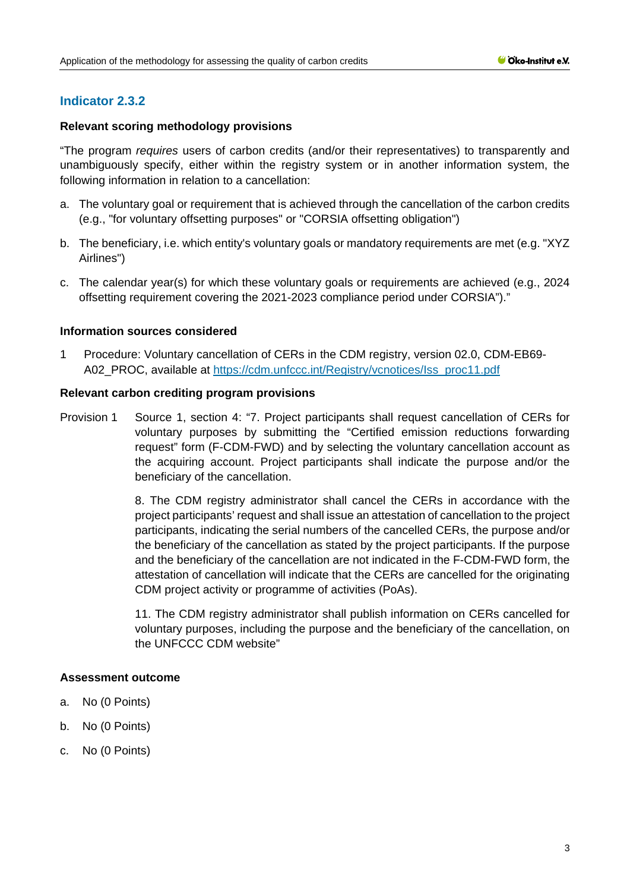## Indicator 2.3.2

**Relevant scoring methodology provisions**

"The program *requires* users of carbon credits (and/or their representatives) to transparently and unambiguously specify, either within the registry system or in another information system, the following information in relation to a cancellation:

a. The voluntary goal or requirement that is achieved through the cancellation of the carbon credits (e.g., "for voluntary offsetting purposes" or "CORSIA offsetting obligation")

b. The beneficiary, i.e. which entity's voluntary goals or mandatory requirements are met (e.g. "XYZ Airlines")

c. The calendar year(s) for which these voluntary goals or requirements are achieved (e.g., 2024 offsetting requirement covering the 2021-2023 compliance period under CORSIA")."

**Information sources considered**

1 Procedure: Voluntary cancellation of CERs in the CDM registry, version 02.0, CDM-EB69-A02_PROC, available at [https://cdm.unfccc.int/Registry/vcnotices/lss_proc11.pdf](https://cdm.unfccc.int/Registry/vcnotices/lss_proc11.pdf)

**Relevant carbon crediting program provisions**

Provision 1 Source 1, section 4: "7. Project participants shall request cancellation of CERs for voluntary purposes by submitting the "Certified emission reductions forwarding request" form (F-CDM-FWD) and by selecting the voluntary cancellation account as the acquiring account. Project participants shall indicate the purpose and/or the beneficiary of the cancellation.

8. The CDM registry administrator shall cancel the CERs in accordance with the project participants' request and shall issue an attestation of cancellation to the project participants, indicating the serial numbers of the cancelled CERs, the purpose and/or the beneficiary of the cancellation as stated by the project participants. If the purpose and the beneficiary of the cancellation are not indicated in the F-CDM-FWD form, the attestation of cancellation will indicate that the CERs are cancelled for the originating CDM project activity or programme of activities (PoAs).

11. The CDM registry administrator shall publish information on CERs cancelled for voluntary purposes, including the purpose and the beneficiary of the cancellation, on the UNFCCC CDM website"

**Assessment outcome**

a. No (0 Points)

b. No (0 Points)

c. No (0 Points)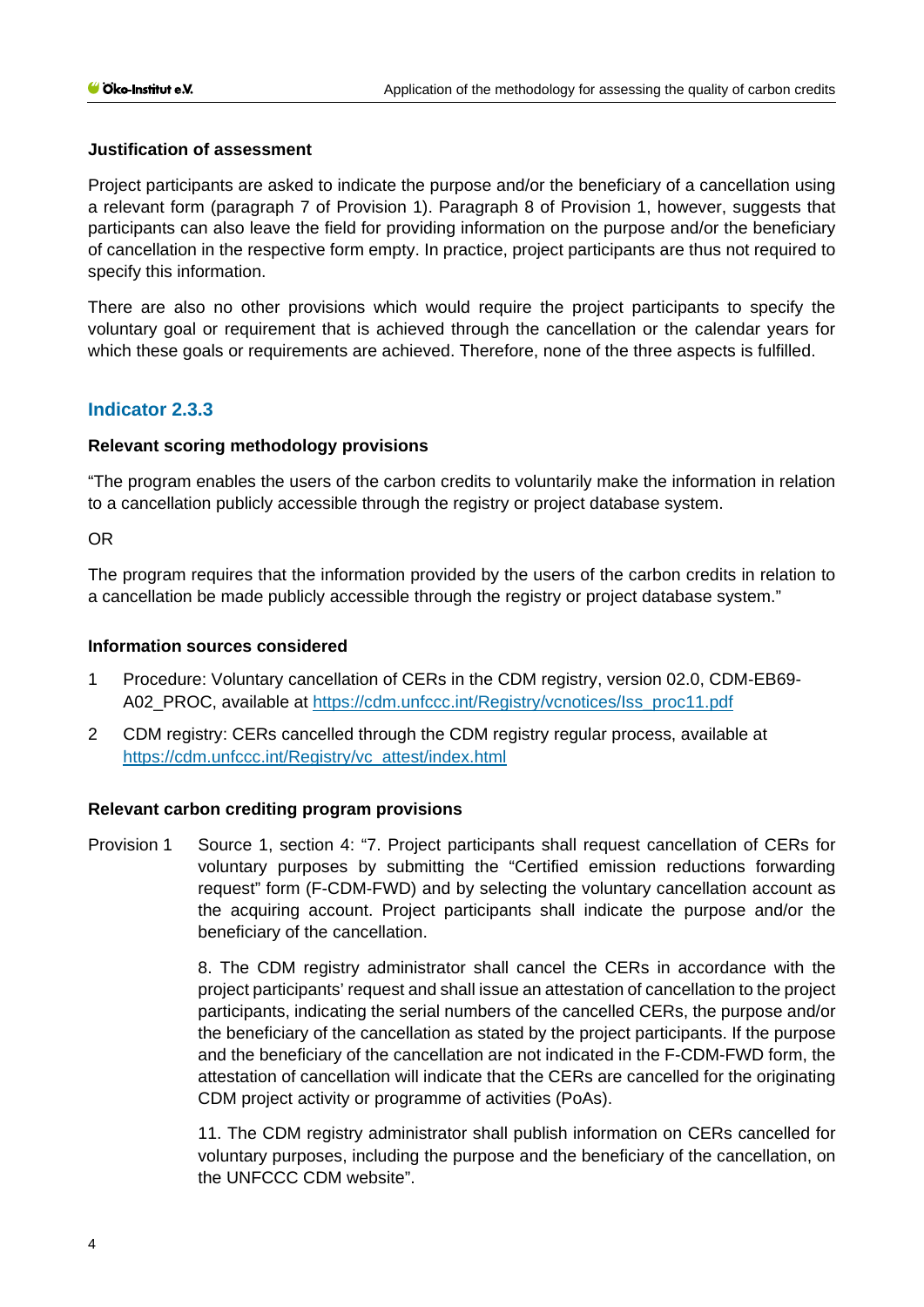#### Justification of assessment

Project participants are asked to indicate the purpose and/or the beneficiary of a cancellation using a relevant form (paragraph 7 of Provision 1). Paragraph 8 of Provision 1, however, suggests that participants can also leave the field for providing information on the purpose and/or the beneficiary of cancellation in the respective form empty. In practice, project participants are thus not required to specify this information.

There are also no other provisions which would require the project participants to specify the voluntary goal or requirement that is achieved through the cancellation or the calendar years for which these goals or requirements are achieved. Therefore, none of the three aspects is fulfilled.

### Indicator 2.3.3

#### Relevant scoring methodology provisions

"The program enables the users of the carbon credits to voluntarily make the information in relation to a cancellation publicly accessible through the registry or project database system.

OR

The program requires that the information provided by the users of the carbon credits in relation to a cancellation be made publicly accessible through the registry or project database system."

#### Information sources considered

1 Procedure: Voluntary cancellation of CERs in the CDM registry, version 02.0, CDM-EB69-A02_PROC, available at https://cdm.unfccc.int/Registry/vcnotices/lss_proc11.pdf

2 CDM registry: CERs cancelled through the CDM registry regular process, available at https://cdm.unfccc.int/Registry/vc_attest/index.html

#### Relevant carbon crediting program provisions

Provision 1 Source 1, section 4: "7. Project participants shall request cancellation of CERs for voluntary purposes by submitting the "Certified emission reductions forwarding request" form (F-CDM-FWD) and by selecting the voluntary cancellation account as the acquiring account. Project participants shall indicate the purpose and/or the beneficiary of the cancellation.

8. The CDM registry administrator shall cancel the CERs in accordance with the project participants' request and shall issue an attestation of cancellation to the project participants, indicating the serial numbers of the cancelled CERs, the purpose and/or the beneficiary of the cancellation as stated by the project participants. If the purpose and the beneficiary of the cancellation are not indicated in the F-CDM-FWD form, the attestation of cancellation will indicate that the CERs are cancelled for the originating CDM project activity or programme of activities (PoAs).

11. The CDM registry administrator shall publish information on CERs cancelled for voluntary purposes, including the purpose and the beneficiary of the cancellation, on the UNFCCC CDM website".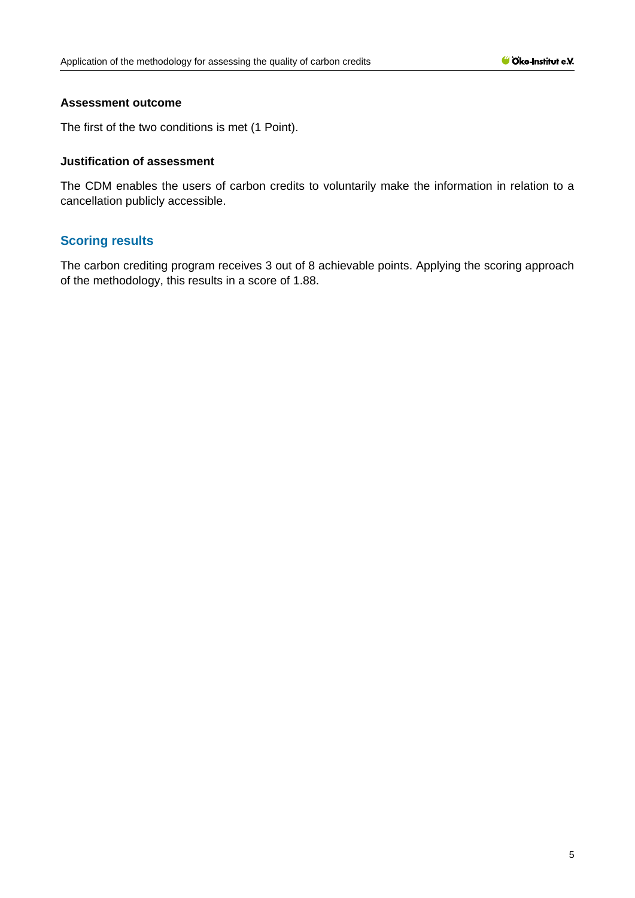**Assessment outcome**

The first of the two conditions is met (1 Point).

**Justification of assessment**

The CDM enables the users of carbon credits to voluntarily make the information in relation to a cancellation publicly accessible.

## Scoring results

The carbon crediting program receives 3 out of 8 achievable points. Applying the scoring approach of the methodology, this results in a score of 1.88.